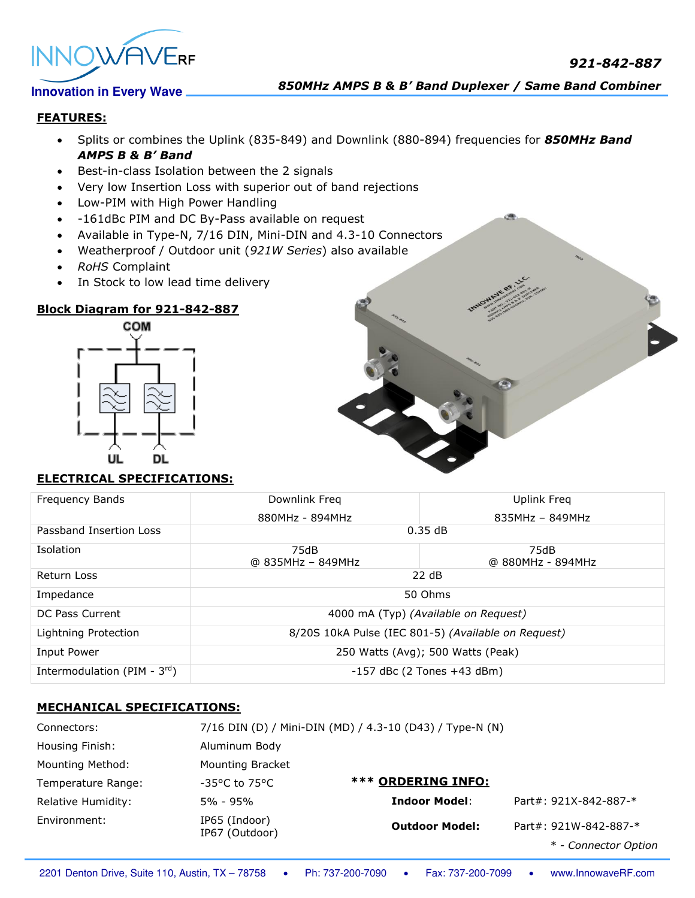# 921-842-887

## 850MHz AMPS B & B' Band Duplexer / Same Band Combiner

**FEATURES:**

- Splits or combines the Uplink (835-849) and Downlink (880-894) frequencies for ***850MHz Band AMPS B & B' Band***
- Best-in-class Isolation between the 2 signals
- Very low Insertion Loss with superior out of band rejections
- Low-PIM with High Power Handling
- -161dBc PIM and DC By-Pass available on request
- Available in Type-N, 7/16 DIN, Mini-DIN and 4.3-10 Connectors
- Weatherproof / Outdoor unit (*921W Series*) also available
- *RoHS* Complaint
- In Stock to low lead time delivery

**Block Diagram for 921-842-887**

COM

UL DL

**ELECTRICAL SPECIFICATIONS:**

| Frequency Bands | Downlink Freq<br>880MHz - 894MHz | Uplink Freq<br>835MHz – 849MHz |
|---|---|---|
| Passband Insertion Loss | 0.35 dB | |
| Isolation | 75dB<br>@ 835MHz – 849MHz | 75dB<br>@ 880MHz - 894MHz |
| Return Loss | 22 dB | |
| Impedance | 50 Ohms | |
| DC Pass Current | 4000 mA (Typ) *(Available on Request)* | |
| Lightning Protection | 8/20S 10kA Pulse (IEC 801-5) *(Available on Request)* | |
| Input Power | 250 Watts (Avg); 500 Watts (Peak) | |
| Intermodulation (PIM - 3$^{rd}$) | -157 dBc (2 Tones +43 dBm) | |

**MECHANICAL SPECIFICATIONS:**

| | |
|---|---|
| Connectors: | 7/16 DIN (D) / Mini-DIN (MD) / 4.3-10 (D43) / Type-N (N) |
| Housing Finish: | Aluminum Body |
| Mounting Method: | Mounting Bracket |
| Temperature Range: | -35°C to 75°C |
| Relative Humidity: | 5% - 95% |
| Environment: | IP65 (Indoor)<br>IP67 (Outdoor) |

**\*\*\* ORDERING INFO:**

| | |
|---|---|
| **Indoor Model**: | Part#: 921X-842-887-* |
| **Outdoor Model:** | Part#: 921W-842-887-* |

*\* - Connector Option*

2201 Denton Drive, Suite 110, Austin, TX – 78758 • Ph: 737-200-7090 • Fax: 737-200-7099 • www.InnowaveRF.com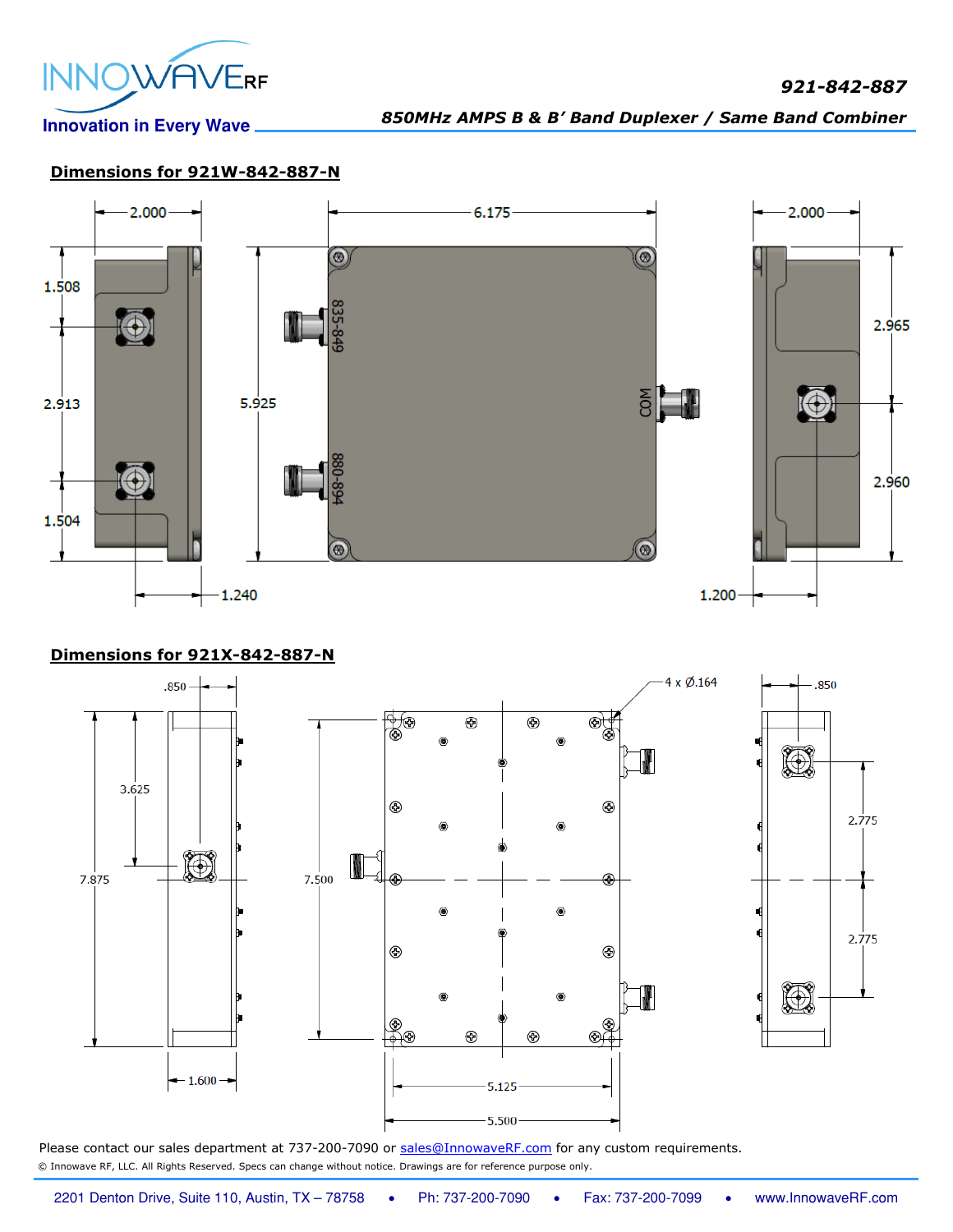# 921-842-887

## 850MHz AMPS B & B' Band Duplexer / Same Band Combiner

### Dimensions for 921W-842-887-N

2.000
6.175
2.000
1.508
835-849
2.965
2.913
5.925
COM
880-894
2.960
1.504
1.240
1.200

### Dimensions for 921X-842-887-N

.850
4 x Ø.164
.850
3.625
2.775
7.875
7.500
2.775
1.600
5.125
5.500

Please contact our sales department at 737-200-7090 or sales@InnowaveRF.com for any custom requirements.

© Innowave RF, LLC. All Rights Reserved. Specs can change without notice. Drawings are for reference purpose only.

2201 Denton Drive, Suite 110, Austin, TX – 78758 • Ph: 737-200-7090 • Fax: 737-200-7099 • www.InnowaveRF.com